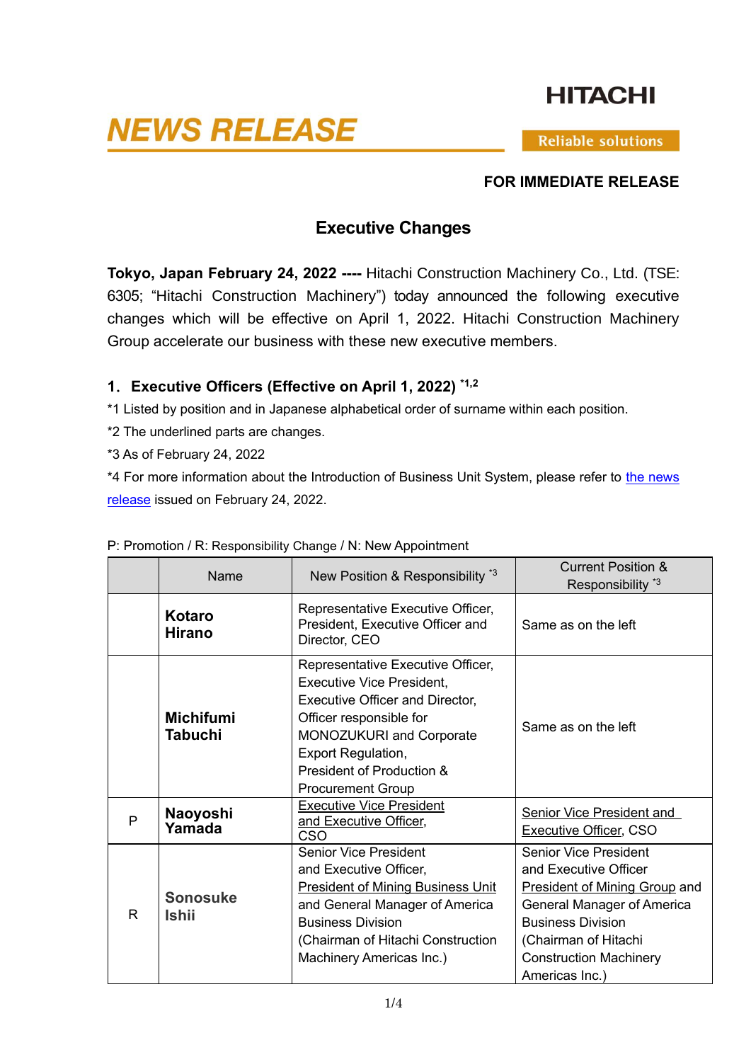HITACHI

# NEWS RELEASE

Reliable solutions

**FOR IMMEDIATE RELEASE**

## Executive Changes

**Tokyo, Japan February 24, 2022 ----** Hitachi Construction Machinery Co., Ltd. (TSE: 6305; "Hitachi Construction Machinery") today announced the following executive changes which will be effective on April 1, 2022. Hitachi Construction Machinery Group accelerate our business with these new executive members.

### 1. Executive Officers (Effective on April 1, 2022) [*1,2]

*1 Listed by position and in Japanese alphabetical order of surname within each position.

*2 The underlined parts are changes.

*3 As of February 24, 2022

*4 For more information about the Introduction of Business Unit System, please refer to the news release issued on February 24, 2022.

P: Promotion / R: Responsibility Change / N: New Appointment

| | Name | New Position & Responsibility [*3] | Current Position & Responsibility [*3] |
|---|---|---|---|
| | **Kotaro Hirano** | Representative Executive Officer, President, Executive Officer and Director, CEO | Same as on the left |
| | **Michifumi Tabuchi** | Representative Executive Officer, Executive Vice President, Executive Officer and Director, Officer responsible for MONOZUKURI and Corporate Export Regulation, President of Production & Procurement Group | Same as on the left |
| P | **Naoyoshi Yamada** | Executive Vice President and Executive Officer, CSO | Senior Vice President and Executive Officer, CSO |
| R | **Sonosuke Ishii** | Senior Vice President and Executive Officer, President of Mining Business Unit and General Manager of America Business Division (Chairman of Hitachi Construction Machinery Americas Inc.) | Senior Vice President and Executive Officer President of Mining Group and General Manager of America Business Division (Chairman of Hitachi Construction Machinery Americas Inc.) |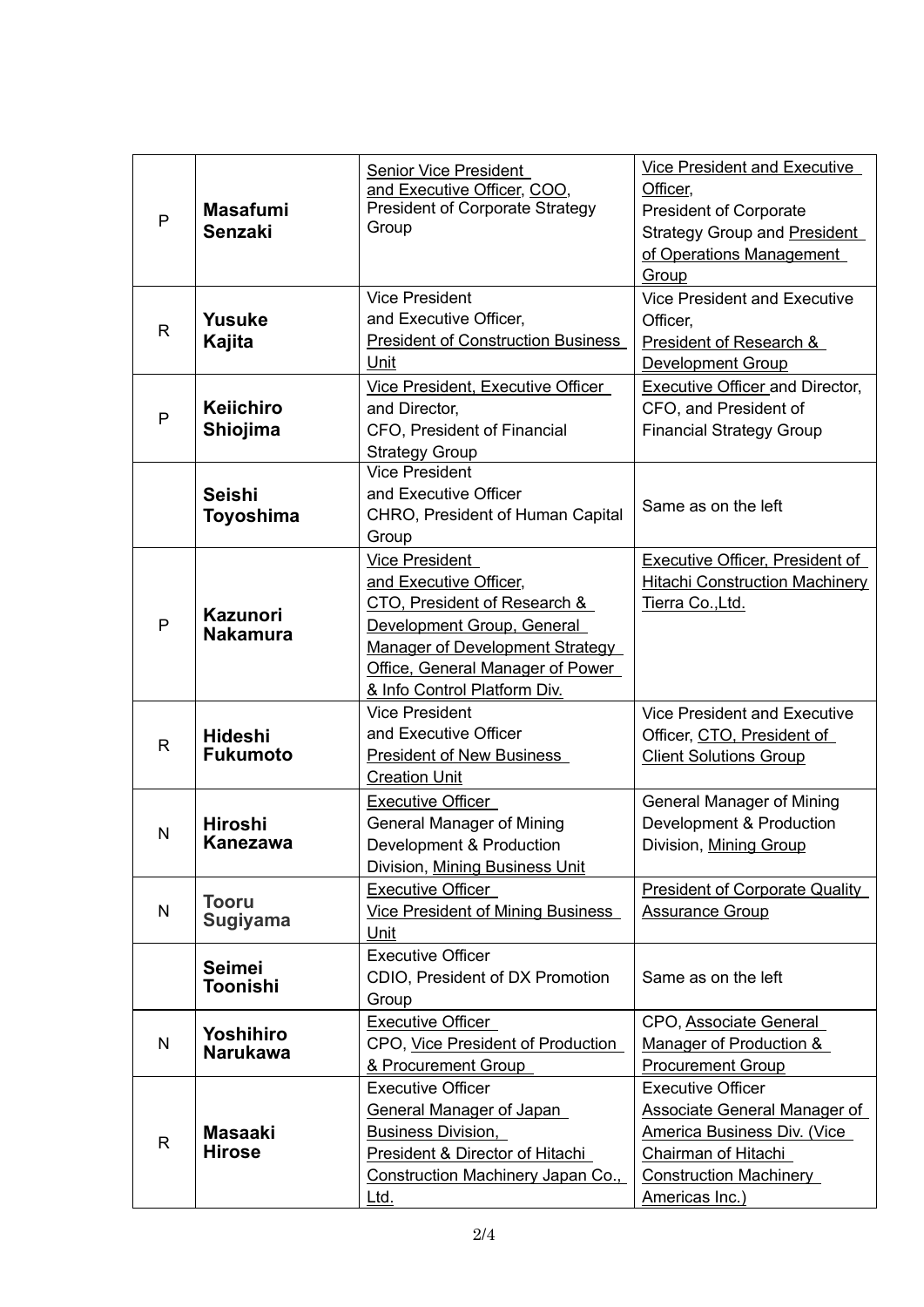| | | | |
|---|---|---|---|
| P | **Masafumi Senzaki** | Senior Vice President and Executive Officer, COO, President of Corporate Strategy Group | Vice President and Executive Officer, President of Corporate Strategy Group and President of Operations Management Group |
| R | **Yusuke Kajita** | Vice President and Executive Officer, President of Construction Business Unit | Vice President and Executive Officer, President of Research & Development Group |
| P | **Keiichiro Shiojima** | Vice President, Executive Officer and Director, CFO, President of Financial Strategy Group | Executive Officer and Director, CFO, and President of Financial Strategy Group |
| | **Seishi Toyoshima** | Vice President and Executive Officer CHRO, President of Human Capital Group | Same as on the left |
| P | **Kazunori Nakamura** | Vice President and Executive Officer, CTO, President of Research & Development Group, General Manager of Development Strategy Office, General Manager of Power & Info Control Platform Div. | Executive Officer, President of Hitachi Construction Machinery Tierra Co.,Ltd. |
| R | **Hideshi Fukumoto** | Vice President and Executive Officer President of New Business Creation Unit | Vice President and Executive Officer, CTO, President of Client Solutions Group |
| N | **Hiroshi Kanezawa** | Executive Officer General Manager of Mining Development & Production Division, Mining Business Unit | General Manager of Mining Development & Production Division, Mining Group |
| N | **Tooru Sugiyama** | Executive Officer Vice President of Mining Business Unit | President of Corporate Quality Assurance Group |
| | **Seimei Toonishi** | Executive Officer CDIO, President of DX Promotion Group | Same as on the left |
| N | **Yoshihiro Narukawa** | Executive Officer CPO, Vice President of Production & Procurement Group | CPO, Associate General Manager of Production & Procurement Group |
| R | **Masaaki Hirose** | Executive Officer General Manager of Japan Business Division, President & Director of Hitachi Construction Machinery Japan Co., Ltd. | Executive Officer Associate General Manager of America Business Div. (Vice Chairman of Hitachi Construction Machinery Americas Inc.) |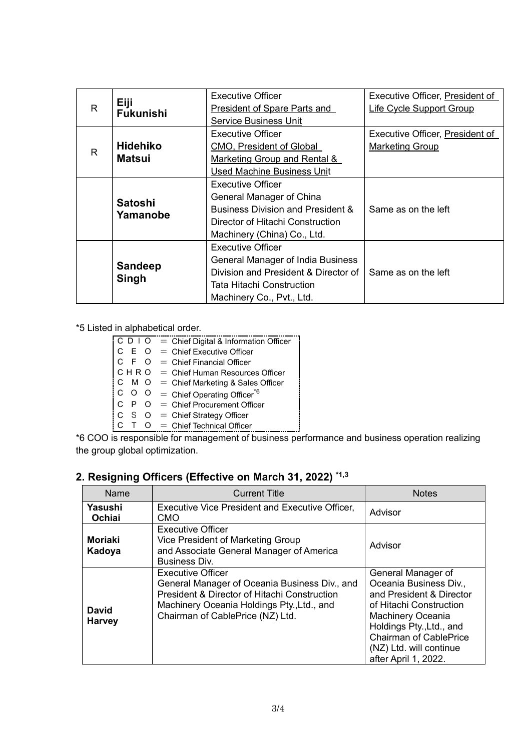| R | **Eiji Fukunishi** | Executive Officer<br>President of Spare Parts and Service Business Unit | Executive Officer, President of Life Cycle Support Group |
|---|---|---|---|
| R | **Hidehiko Matsui** | Executive Officer<br>CMO, President of Global Marketing Group and Rental & Used Machine Business Unit | Executive Officer, President of Marketing Group |
| | **Satoshi Yamanobe** | Executive Officer<br>General Manager of China Business Division and President & Director of Hitachi Construction Machinery (China) Co., Ltd. | Same as on the left |
| | **Sandeep Singh** | Executive Officer<br>General Manager of India Business Division and President & Director of Tata Hitachi Construction Machinery Co., Pvt., Ltd. | Same as on the left |

*5 Listed in alphabetical order.

CDIO = Chief Digital & Information Officer
CEO = Chief Executive Officer
CFO = Chief Financial Officer
CHRO = Chief Human Resources Officer
CMO = Chief Marketing & Sales Officer
COO = Chief Operating Officer*6
CPO = Chief Procurement Officer
CSO = Chief Strategy Officer
CTO = Chief Technical Officer

*6 COO is responsible for management of business performance and business operation realizing the group global optimization.

## 2. Resigning Officers (Effective on March 31, 2022) *1,3

| Name | Current Title | Notes |
|---|---|---|
| **Yasushi Ochiai** | Executive Vice President and Executive Officer, CMO | Advisor |
| **Moriaki Kadoya** | Executive Officer<br>Vice President of Marketing Group and Associate General Manager of America Business Div. | Advisor |
| **David Harvey** | Executive Officer<br>General Manager of Oceania Business Div., and President & Director of Hitachi Construction Machinery Oceania Holdings Pty.,Ltd., and Chairman of CablePrice (NZ) Ltd. | General Manager of Oceania Business Div., and President & Director of Hitachi Construction Machinery Oceania Holdings Pty.,Ltd., and Chairman of CablePrice (NZ) Ltd. will continue after April 1, 2022. |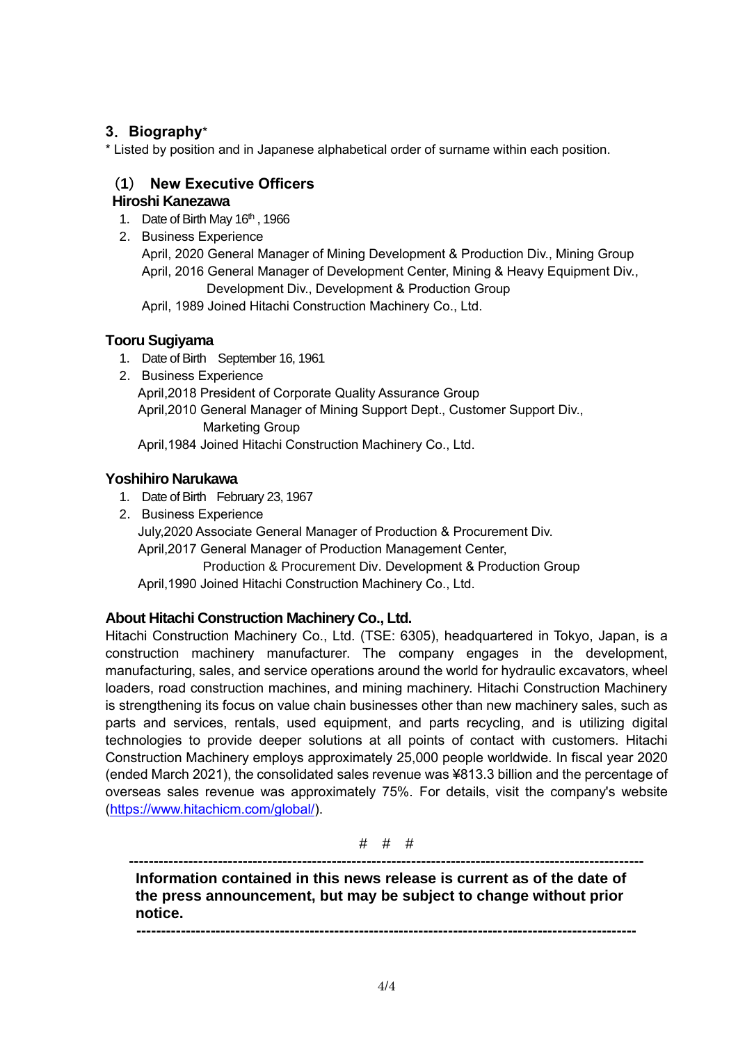## 3. Biography*

* Listed by position and in Japanese alphabetical order of surname within each position.

### (1) New Executive Officers

**Hiroshi Kanezawa**

1. Date of Birth May 16th , 1966
2. Business Experience

   April, 2020 General Manager of Mining Development & Production Div., Mining Group
   April, 2016 General Manager of Development Center, Mining & Heavy Equipment Div., Development Div., Development & Production Group
   April, 1989 Joined Hitachi Construction Machinery Co., Ltd.

**Tooru Sugiyama**

1. Date of Birth September 16, 1961
2. Business Experience

   April,2018 President of Corporate Quality Assurance Group
   April,2010 General Manager of Mining Support Dept., Customer Support Div., Marketing Group
   April,1984 Joined Hitachi Construction Machinery Co., Ltd.

**Yoshihiro Narukawa**

1. Date of Birth February 23, 1967
2. Business Experience

   July,2020 Associate General Manager of Production & Procurement Div.
   April,2017 General Manager of Production Management Center, Production & Procurement Div. Development & Production Group
   April,1990 Joined Hitachi Construction Machinery Co., Ltd.

**About Hitachi Construction Machinery Co., Ltd.**

Hitachi Construction Machinery Co., Ltd. (TSE: 6305), headquartered in Tokyo, Japan, is a construction machinery manufacturer. The company engages in the development, manufacturing, sales, and service operations around the world for hydraulic excavators, wheel loaders, road construction machines, and mining machinery. Hitachi Construction Machinery is strengthening its focus on value chain businesses other than new machinery sales, such as parts and services, rentals, used equipment, and parts recycling, and is utilizing digital technologies to provide deeper solutions at all points of contact with customers. Hitachi Construction Machinery employs approximately 25,000 people worldwide. In fiscal year 2020 (ended March 2021), the consolidated sales revenue was ¥813.3 billion and the percentage of overseas sales revenue was approximately 75%. For details, visit the company's website (https://www.hitachicm.com/global/).

# # #

---

**Information contained in this news release is current as of the date of the press announcement, but may be subject to change without prior notice.**

---